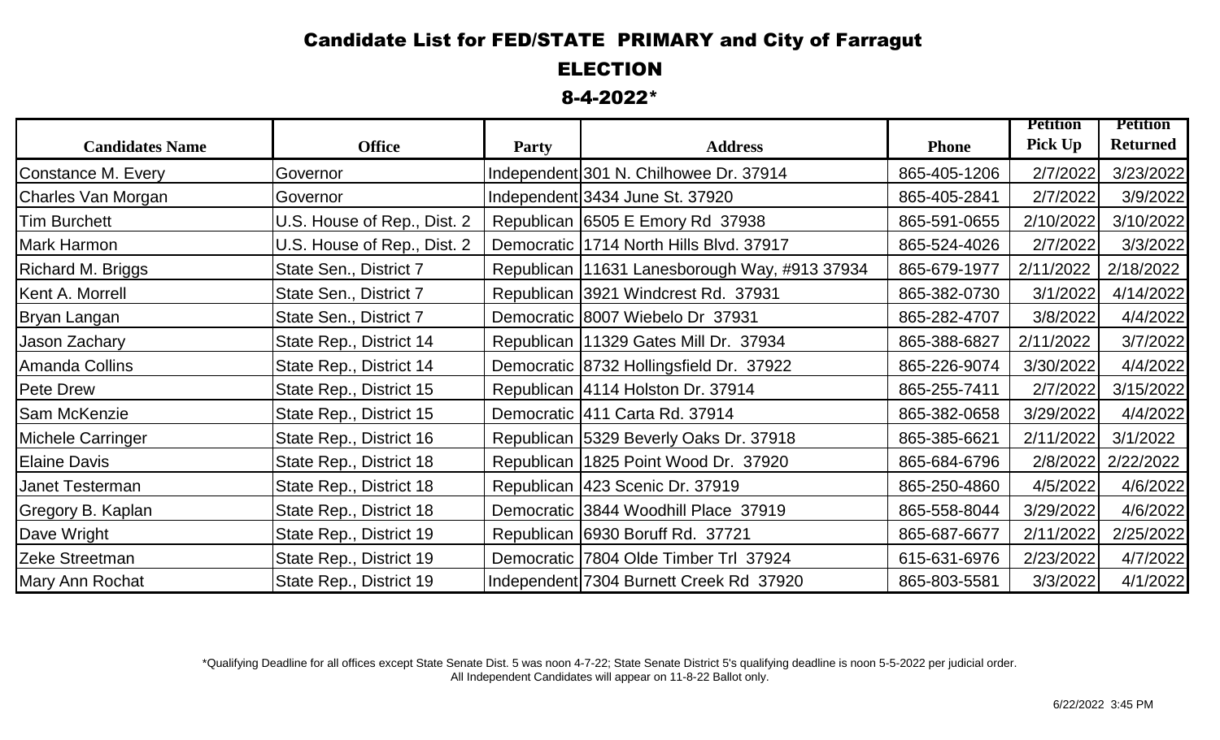# Candidate List for FED/STATE PRIMARY and City of Farragut ELECTION 8-4-2022*

| Candidates Name | Office | Party | Address | Phone | Petition Pick Up | Petition Returned |
|---|---|---|---|---|---|---|
| Constance M. Every | Governor | Independent | 301 N. Chilhowee Dr. 37914 | 865-405-1206 | 2/7/2022 | 3/23/2022 |
| Charles Van Morgan | Governor | Independent | 3434 June St. 37920 | 865-405-2841 | 2/7/2022 | 3/9/2022 |
| Tim Burchett | U.S. House of Rep., Dist. 2 | Republican | 6505 E Emory Rd 37938 | 865-591-0655 | 2/10/2022 | 3/10/2022 |
| Mark Harmon | U.S. House of Rep., Dist. 2 | Democratic | 1714 North Hills Blvd. 37917 | 865-524-4026 | 2/7/2022 | 3/3/2022 |
| Richard M. Briggs | State Sen., District 7 | Republican | 11631 Lanesborough Way, #913 37934 | 865-679-1977 | 2/11/2022 | 2/18/2022 |
| Kent A. Morrell | State Sen., District 7 | Republican | 3921 Windcrest Rd. 37931 | 865-382-0730 | 3/1/2022 | 4/14/2022 |
| Bryan Langan | State Sen., District 7 | Democratic | 8007 Wiebelo Dr 37931 | 865-282-4707 | 3/8/2022 | 4/4/2022 |
| Jason Zachary | State Rep., District 14 | Republican | 11329 Gates Mill Dr. 37934 | 865-388-6827 | 2/11/2022 | 3/7/2022 |
| Amanda Collins | State Rep., District 14 | Democratic | 8732 Hollingsfield Dr. 37922 | 865-226-9074 | 3/30/2022 | 4/4/2022 |
| Pete Drew | State Rep., District 15 | Republican | 4114 Holston Dr. 37914 | 865-255-7411 | 2/7/2022 | 3/15/2022 |
| Sam McKenzie | State Rep., District 15 | Democratic | 411 Carta Rd. 37914 | 865-382-0658 | 3/29/2022 | 4/4/2022 |
| Michele Carringer | State Rep., District 16 | Republican | 5329 Beverly Oaks Dr. 37918 | 865-385-6621 | 2/11/2022 | 3/1/2022 |
| Elaine Davis | State Rep., District 18 | Republican | 1825 Point Wood Dr. 37920 | 865-684-6796 | 2/8/2022 | 2/22/2022 |
| Janet Testerman | State Rep., District 18 | Republican | 423 Scenic Dr. 37919 | 865-250-4860 | 4/5/2022 | 4/6/2022 |
| Gregory B. Kaplan | State Rep., District 18 | Democratic | 3844 Woodhill Place 37919 | 865-558-8044 | 3/29/2022 | 4/6/2022 |
| Dave Wright | State Rep., District 19 | Republican | 6930 Boruff Rd. 37721 | 865-687-6677 | 2/11/2022 | 2/25/2022 |
| Zeke Streetman | State Rep., District 19 | Democratic | 7804 Olde Timber Trl 37924 | 615-631-6976 | 2/23/2022 | 4/7/2022 |
| Mary Ann Rochat | State Rep., District 19 | Independent | 7304 Burnett Creek Rd 37920 | 865-803-5581 | 3/3/2022 | 4/1/2022 |

*Qualifying Deadline for all offices except State Senate Dist. 5 was noon 4-7-22; State Senate District 5's qualifying deadline is noon 5-5-2022 per judicial order.
All Independent Candidates will appear on 11-8-22 Ballot only.

6/22/2022 3:45 PM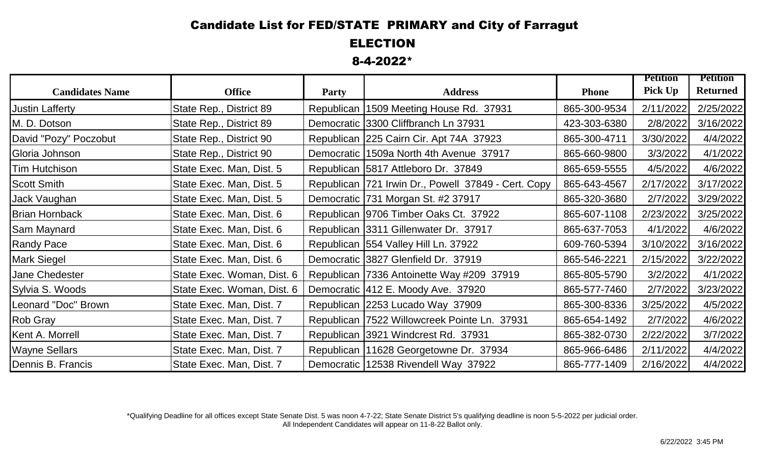# Candidate List for FED/STATE PRIMARY and City of Farragut ELECTION

## 8-4-2022*

| Candidates Name | Office | Party | Address | Phone | Petition Pick Up | Petition Returned |
|---|---|---|---|---|---|---|
| Justin Lafferty | State Rep., District 89 | Republican | 1509 Meeting House Rd. 37931 | 865-300-9534 | 2/11/2022 | 2/25/2022 |
| M. D. Dotson | State Rep., District 89 | Democratic | 3300 Cliffbranch Ln 37931 | 423-303-6380 | 2/8/2022 | 3/16/2022 |
| David "Pozy" Poczobut | State Rep., District 90 | Republican | 225 Cairn Cir. Apt 74A 37923 | 865-300-4711 | 3/30/2022 | 4/4/2022 |
| Gloria Johnson | State Rep., District 90 | Democratic | 1509a North 4th Avenue 37917 | 865-660-9800 | 3/3/2022 | 4/1/2022 |
| Tim Hutchison | State Exec. Man, Dist. 5 | Republican | 5817 Attleboro Dr. 37849 | 865-659-5555 | 4/5/2022 | 4/6/2022 |
| Scott Smith | State Exec. Man, Dist. 5 | Republican | 721 Irwin Dr., Powell 37849 - Cert. Copy | 865-643-4567 | 2/17/2022 | 3/17/2022 |
| Jack Vaughan | State Exec. Man, Dist. 5 | Democratic | 731 Morgan St. #2 37917 | 865-320-3680 | 2/7/2022 | 3/29/2022 |
| Brian Hornback | State Exec. Man, Dist. 6 | Republican | 9706 Timber Oaks Ct. 37922 | 865-607-1108 | 2/23/2022 | 3/25/2022 |
| Sam Maynard | State Exec. Man, Dist. 6 | Republican | 3311 Gillenwater Dr. 37917 | 865-637-7053 | 4/1/2022 | 4/6/2022 |
| Randy Pace | State Exec. Man, Dist. 6 | Republican | 554 Valley Hill Ln. 37922 | 609-760-5394 | 3/10/2022 | 3/16/2022 |
| Mark Siegel | State Exec. Man, Dist. 6 | Democratic | 3827 Glenfield Dr. 37919 | 865-546-2221 | 2/15/2022 | 3/22/2022 |
| Jane Chedester | State Exec. Woman, Dist. 6 | Republican | 7336 Antoinette Way #209 37919 | 865-805-5790 | 3/2/2022 | 4/1/2022 |
| Sylvia S. Woods | State Exec. Woman, Dist. 6 | Democratic | 412 E. Moody Ave. 37920 | 865-577-7460 | 2/7/2022 | 3/23/2022 |
| Leonard "Doc" Brown | State Exec. Man, Dist. 7 | Republican | 2253 Lucado Way 37909 | 865-300-8336 | 3/25/2022 | 4/5/2022 |
| Rob Gray | State Exec. Man, Dist. 7 | Republican | 7522 Willowcreek Pointe Ln. 37931 | 865-654-1492 | 2/7/2022 | 4/6/2022 |
| Kent A. Morrell | State Exec. Man, Dist. 7 | Republican | 3921 Windcrest Rd. 37931 | 865-382-0730 | 2/22/2022 | 3/7/2022 |
| Wayne Sellars | State Exec. Man, Dist. 7 | Republican | 11628 Georgetowne Dr. 37934 | 865-966-6486 | 2/11/2022 | 4/4/2022 |
| Dennis B. Francis | State Exec. Man, Dist. 7 | Democratic | 12538 Rivendell Way 37922 | 865-777-1409 | 2/16/2022 | 4/4/2022 |

*Qualifying Deadline for all offices except State Senate Dist. 5 was noon 4-7-22; State Senate District 5's qualifying deadline is noon 5-5-2022 per judicial order.
All Independent Candidates will appear on 11-8-22 Ballot only.

6/22/2022 3:45 PM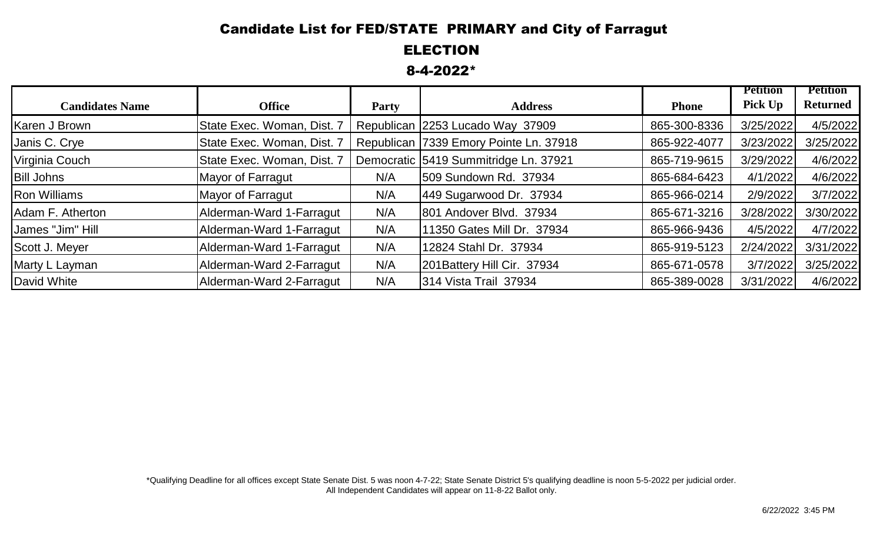# Candidate List for FED/STATE PRIMARY and City of Farragut ELECTION 8-4-2022*

| Candidates Name | Office | Party | Address | Phone | Petition Pick Up | Petition Returned |
|---|---|---|---|---|---|---|
| Karen J Brown | State Exec. Woman, Dist. 7 | Republican | 2253 Lucado Way 37909 | 865-300-8336 | 3/25/2022 | 4/5/2022 |
| Janis C. Crye | State Exec. Woman, Dist. 7 | Republican | 7339 Emory Pointe Ln. 37918 | 865-922-4077 | 3/23/2022 | 3/25/2022 |
| Virginia Couch | State Exec. Woman, Dist. 7 | Democratic | 5419 Summitridge Ln. 37921 | 865-719-9615 | 3/29/2022 | 4/6/2022 |
| Bill Johns | Mayor of Farragut | N/A | 509 Sundown Rd. 37934 | 865-684-6423 | 4/1/2022 | 4/6/2022 |
| Ron Williams | Mayor of Farragut | N/A | 449 Sugarwood Dr. 37934 | 865-966-0214 | 2/9/2022 | 3/7/2022 |
| Adam F. Atherton | Alderman-Ward 1-Farragut | N/A | 801 Andover Blvd. 37934 | 865-671-3216 | 3/28/2022 | 3/30/2022 |
| James "Jim" Hill | Alderman-Ward 1-Farragut | N/A | 11350 Gates Mill Dr. 37934 | 865-966-9436 | 4/5/2022 | 4/7/2022 |
| Scott J. Meyer | Alderman-Ward 1-Farragut | N/A | 12824 Stahl Dr. 37934 | 865-919-5123 | 2/24/2022 | 3/31/2022 |
| Marty L Layman | Alderman-Ward 2-Farragut | N/A | 201Battery Hill Cir. 37934 | 865-671-0578 | 3/7/2022 | 3/25/2022 |
| David White | Alderman-Ward 2-Farragut | N/A | 314 Vista Trail 37934 | 865-389-0028 | 3/31/2022 | 4/6/2022 |

*Qualifying Deadline for all offices except State Senate Dist. 5 was noon 4-7-22; State Senate District 5's qualifying deadline is noon 5-5-2022 per judicial order.
All Independent Candidates will appear on 11-8-22 Ballot only.

6/22/2022 3:45 PM